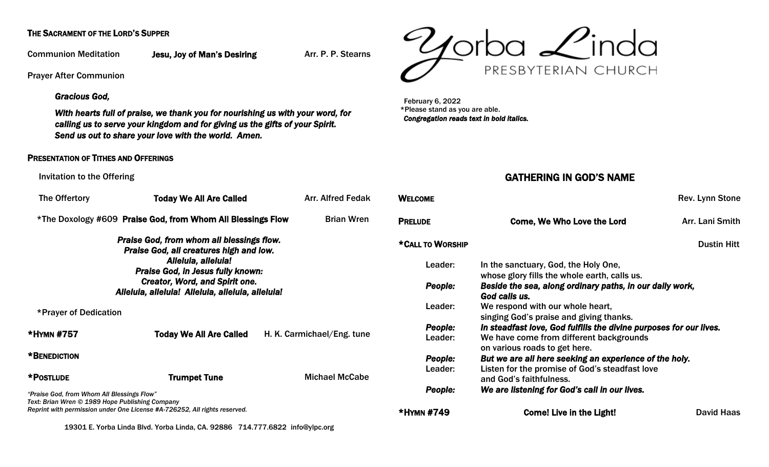# Yorba Linda Presbyterian Church

February 6, 2022
*Please stand as you are able.
*Congregation reads text in bold italics.*

## GATHERING IN GOD'S NAME

**WELCOME** — Rev. Lynn Stone

**PRELUDE** — **Come, We Who Love the Lord** — Arr. Lani Smith

***CALL TO WORSHIP** — Dustin Hitt

Leader: In the sanctuary, God, the Holy One, whose glory fills the whole earth, calls us.
***People: Beside the sea, along ordinary paths, in our daily work, God calls us.***
Leader: We respond with our whole heart, singing God's praise and giving thanks.
***People: In steadfast love, God fulfills the divine purposes for our lives.***
Leader: We have come from different backgrounds on various roads to get here.
***People: But we are all here seeking an experience of the holy.***
Leader: Listen for the promise of God's steadfast love and God's faithfulness.
***People: We are listening for God's call in our lives.***

***HYMN #749** — **Come! Live in the Light!** — David Haas

### THE SACRAMENT OF THE LORD'S SUPPER

Communion Meditation — **Jesu, Joy of Man's Desiring** — Arr. P. P. Stearns

Prayer After Communion

***Gracious God,***

***With hearts full of praise, we thank you for nourishing us with your word, for calling us to serve your kingdom and for giving us the gifts of your Spirit. Send us out to share your love with the world. Amen.***

### PRESENTATION OF TITHES AND OFFERINGS

Invitation to the Offering

The Offertory — **Today We All Are Called** — Arr. Alfred Fedak

*The Doxology #609 **Praise God, from Whom All Blessings Flow** — Brian Wren

***Praise God, from whom all blessings flow.***
***Praise God, all creatures high and low.***
***Alleluia, alleluia!***
***Praise God, in Jesus fully known:***
***Creator, Word, and Spirit one.***
***Alleluia, alleluia! Alleluia, alleluia, alleluia!***

*Prayer of Dedication

***HYMN #757** — **Today We All Are Called** — H. K. Carmichael/Eng. tune

***BENEDICTION**

***POSTLUDE** — **Trumpet Tune** — Michael McCabe

*"Praise God, from Whom All Blessings Flow"*
*Text: Brian Wren © 1989 Hope Publishing Company*
*Reprint with permission under One License #A-726252, All rights reserved.*

19301 E. Yorba Linda Blvd. Yorba Linda, CA. 92886 714.777.6822 info@ylpc.org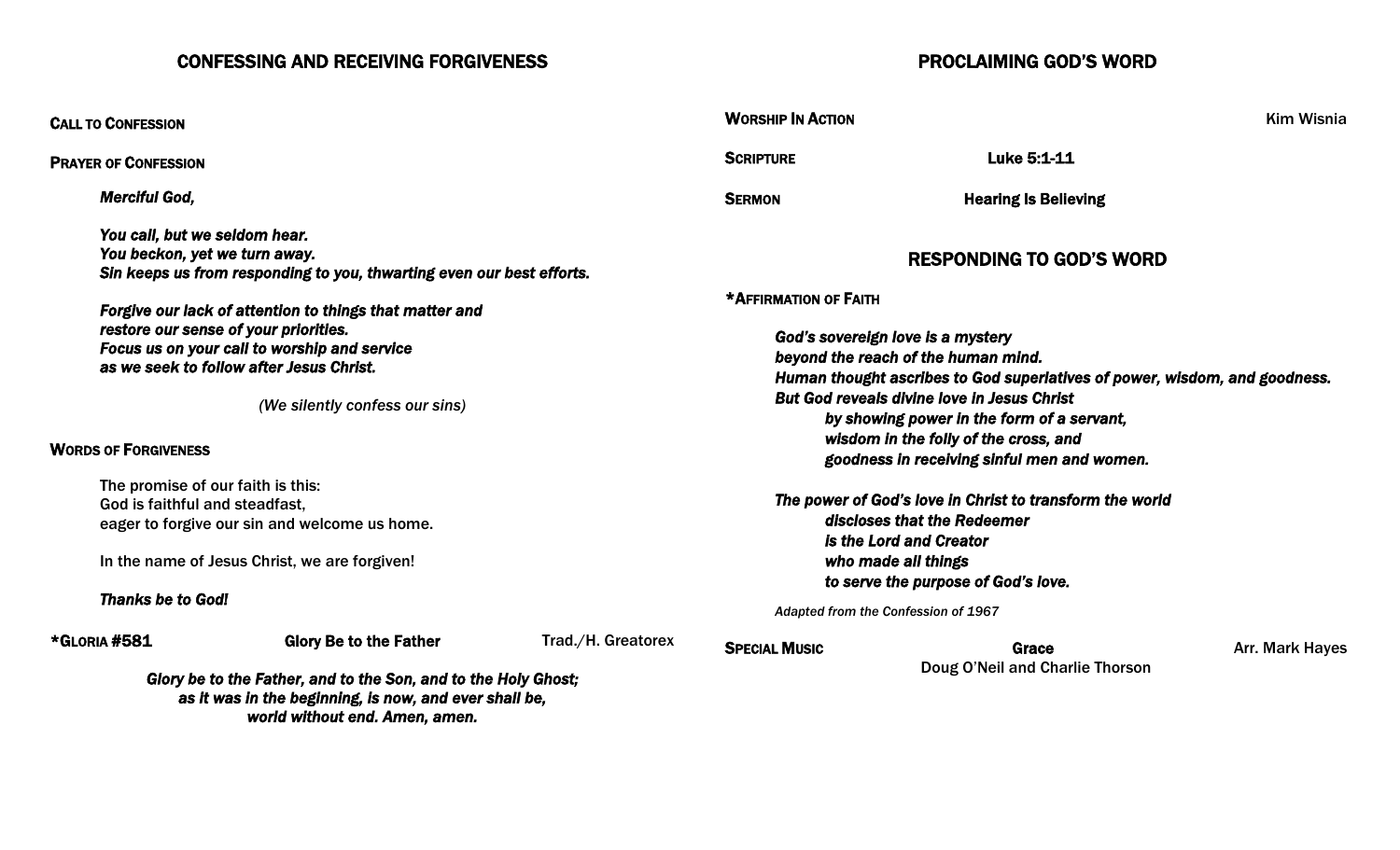## CONFESSING AND RECEIVING FORGIVENESS

**CALL TO CONFESSION**

**PRAYER OF CONFESSION**

*Merciful God,*

*You call, but we seldom hear.*
*You beckon, yet we turn away.*
*Sin keeps us from responding to you, thwarting even our best efforts.*

*Forgive our lack of attention to things that matter and*
*restore our sense of your priorities.*
*Focus us on your call to worship and service*
*as we seek to follow after Jesus Christ.*

*(We silently confess our sins)*

**WORDS OF FORGIVENESS**

The promise of our faith is this:
God is faithful and steadfast,
eager to forgive our sin and welcome us home.

In the name of Jesus Christ, we are forgiven!

***Thanks be to God!***

**\*GLORIA #581** — **Glory Be to the Father** — Trad./H. Greatorex

***Glory be to the Father, and to the Son, and to the Holy Ghost;***
***as it was in the beginning, is now, and ever shall be,***
***world without end. Amen, amen.***

## PROCLAIMING GOD'S WORD

**WORSHIP IN ACTION** — Kim Wisnia

**SCRIPTURE** — **Luke 5:1-11**

**SERMON** — **Hearing Is Believing**

## RESPONDING TO GOD'S WORD

**\*AFFIRMATION OF FAITH**

***God's sovereign love is a mystery***
***beyond the reach of the human mind.***
***Human thought ascribes to God superlatives of power, wisdom, and goodness.***
***But God reveals divine love in Jesus Christ***
***by showing power in the form of a servant,***
***wisdom in the folly of the cross, and***
***goodness in receiving sinful men and women.***

***The power of God's love in Christ to transform the world***
***discloses that the Redeemer***
***is the Lord and Creator***
***who made all things***
***to serve the purpose of God's love.***

*Adapted from the Confession of 1967*

**SPECIAL MUSIC** — **Grace** — Arr. Mark Hayes
Doug O'Neil and Charlie Thorson